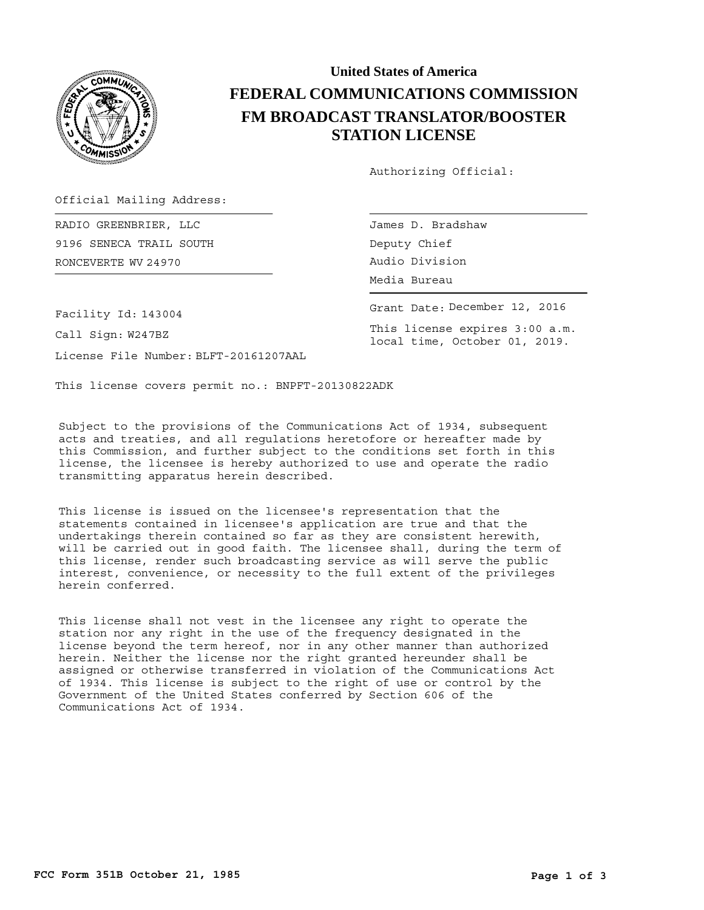# United States of America

# FEDERAL COMMUNICATIONS COMMISSION

## FM BROADCAST TRANSLATOR/BOOSTER STATION LICENSE

Authorizing Official:

James D. Bradshaw
Deputy Chief
Audio Division
Media Bureau

Official Mailing Address:

RADIO GREENBRIER, LLC
9196 SENECA TRAIL SOUTH
RONCEVERTE WV 24970

Facility Id: 143004

Call Sign: W247BZ

License File Number: BLFT-20161207AAL

Grant Date: December 12, 2016

This license expires 3:00 a.m. local time, October 01, 2019.

This license covers permit no.: BNPFT-20130822ADK

Subject to the provisions of the Communications Act of 1934, subsequent acts and treaties, and all regulations heretofore or hereafter made by this Commission, and further subject to the conditions set forth in this license, the licensee is hereby authorized to use and operate the radio transmitting apparatus herein described.

This license is issued on the licensee's representation that the statements contained in licensee's application are true and that the undertakings therein contained so far as they are consistent herewith, will be carried out in good faith. The licensee shall, during the term of this license, render such broadcasting service as will serve the public interest, convenience, or necessity to the full extent of the privileges herein conferred.

This license shall not vest in the licensee any right to operate the station nor any right in the use of the frequency designated in the license beyond the term hereof, nor in any other manner than authorized herein. Neither the license nor the right granted hereunder shall be assigned or otherwise transferred in violation of the Communications Act of 1934. This license is subject to the right of use or control by the Government of the United States conferred by Section 606 of the Communications Act of 1934.

FCC Form 351B October 21, 1985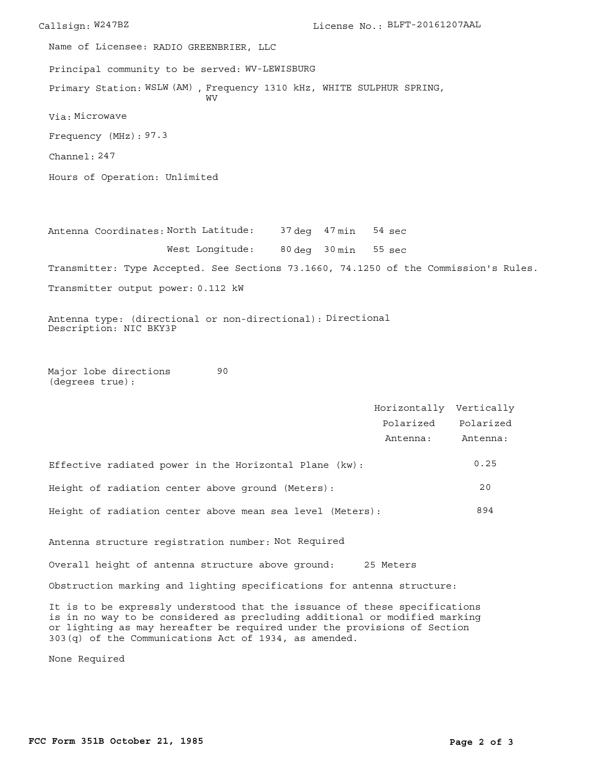Callsign: W247BZ

License No.: BLFT-20161207AAL

Name of Licensee: RADIO GREENBRIER, LLC

Principal community to be served: WV-LEWISBURG

Primary Station: WSLW (AM) , Frequency 1310 kHz, WHITE SULPHUR SPRING, WV

Via: Microwave

Frequency (MHz): 97.3

Channel: 247

Hours of Operation: Unlimited

Antenna Coordinates: North Latitude: 37 deg 47 min 54 sec

West Longitude: 80 deg 30 min 55 sec

Transmitter: Type Accepted. See Sections 73.1660, 74.1250 of the Commission's Rules.

Transmitter output power: 0.112 kW

Antenna type: (directional or non-directional): Directional
Description: NIC BKY3P

Major lobe directions (degrees true): 90

| | Horizontally Polarized Antenna: | Vertically Polarized Antenna: |
|---|---|---|
| Effective radiated power in the Horizontal Plane (kw): | | 0.25 |
| Height of radiation center above ground (Meters): | | 20 |
| Height of radiation center above mean sea level (Meters): | | 894 |

Antenna structure registration number: Not Required

Overall height of antenna structure above ground: 25 Meters

Obstruction marking and lighting specifications for antenna structure:

It is to be expressly understood that the issuance of these specifications is in no way to be considered as precluding additional or modified marking or lighting as may hereafter be required under the provisions of Section 303(q) of the Communications Act of 1934, as amended.

None Required

FCC Form 351B October 21, 1985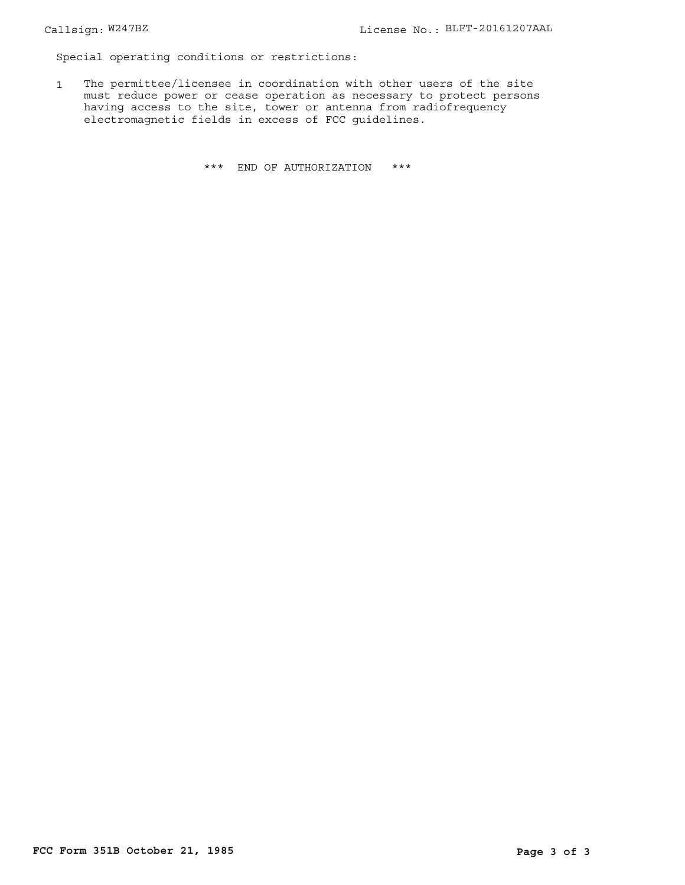Callsign: W247BZ License No.: BLFT-20161207AAL

Special operating conditions or restrictions:

1. The permittee/licensee in coordination with other users of the site must reduce power or cease operation as necessary to protect persons having access to the site, tower or antenna from radiofrequency electromagnetic fields in excess of FCC guidelines.

\*\*\* END OF AUTHORIZATION \*\*\*

**FCC Form 351B October 21, 1985**